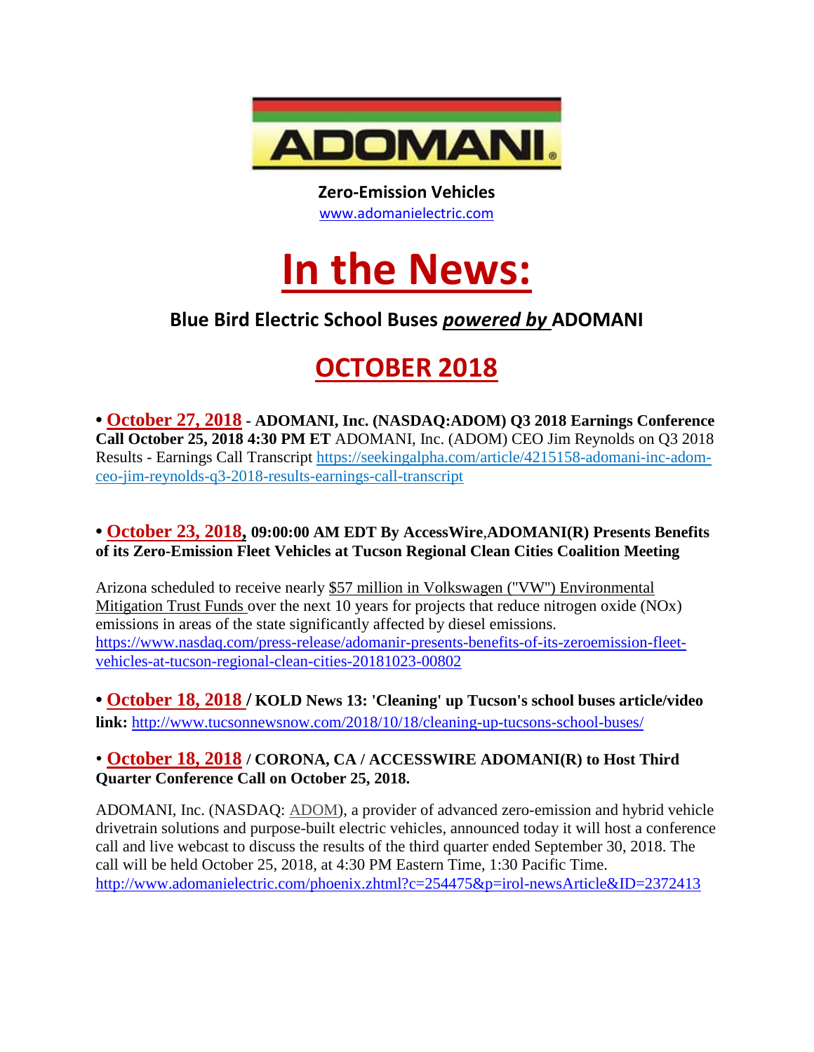ADOMANI®

**Zero-Emission Vehicles**
www.adomanielectric.com

# In the News:

### Blue Bird Electric School Buses *powered by* ADOMANI

## OCTOBER 2018

**• October 27, 2018 - ADOMANI, Inc. (NASDAQ:ADOM) Q3 2018 Earnings Conference Call October 25, 2018 4:30 PM ET** ADOMANI, Inc. (ADOM) CEO Jim Reynolds on Q3 2018 Results - Earnings Call Transcript https://seekingalpha.com/article/4215158-adomani-inc-adom-ceo-jim-reynolds-q3-2018-results-earnings-call-transcript

**• October 23, 2018, 09:00:00 AM EDT By AccessWire,ADOMANI(R) Presents Benefits of its Zero-Emission Fleet Vehicles at Tucson Regional Clean Cities Coalition Meeting**

Arizona scheduled to receive nearly $57 million in Volkswagen ("VW") Environmental Mitigation Trust Funds over the next 10 years for projects that reduce nitrogen oxide (NOx) emissions in areas of the state significantly affected by diesel emissions. https://www.nasdaq.com/press-release/adomanir-presents-benefits-of-its-zeroemission-fleet-vehicles-at-tucson-regional-clean-cities-20181023-00802

**• October 18, 2018 / KOLD News 13: 'Cleaning' up Tucson's school buses article/video link:** http://www.tucsonnewsnow.com/2018/10/18/cleaning-up-tucsons-school-buses/

**• October 18, 2018 / CORONA, CA / ACCESSWIRE ADOMANI(R) to Host Third Quarter Conference Call on October 25, 2018.**

ADOMANI, Inc. (NASDAQ: ADOM), a provider of advanced zero-emission and hybrid vehicle drivetrain solutions and purpose-built electric vehicles, announced today it will host a conference call and live webcast to discuss the results of the third quarter ended September 30, 2018. The call will be held October 25, 2018, at 4:30 PM Eastern Time, 1:30 Pacific Time. http://www.adomanielectric.com/phoenix.zhtml?c=254475&p=irol-newsArticle&ID=2372413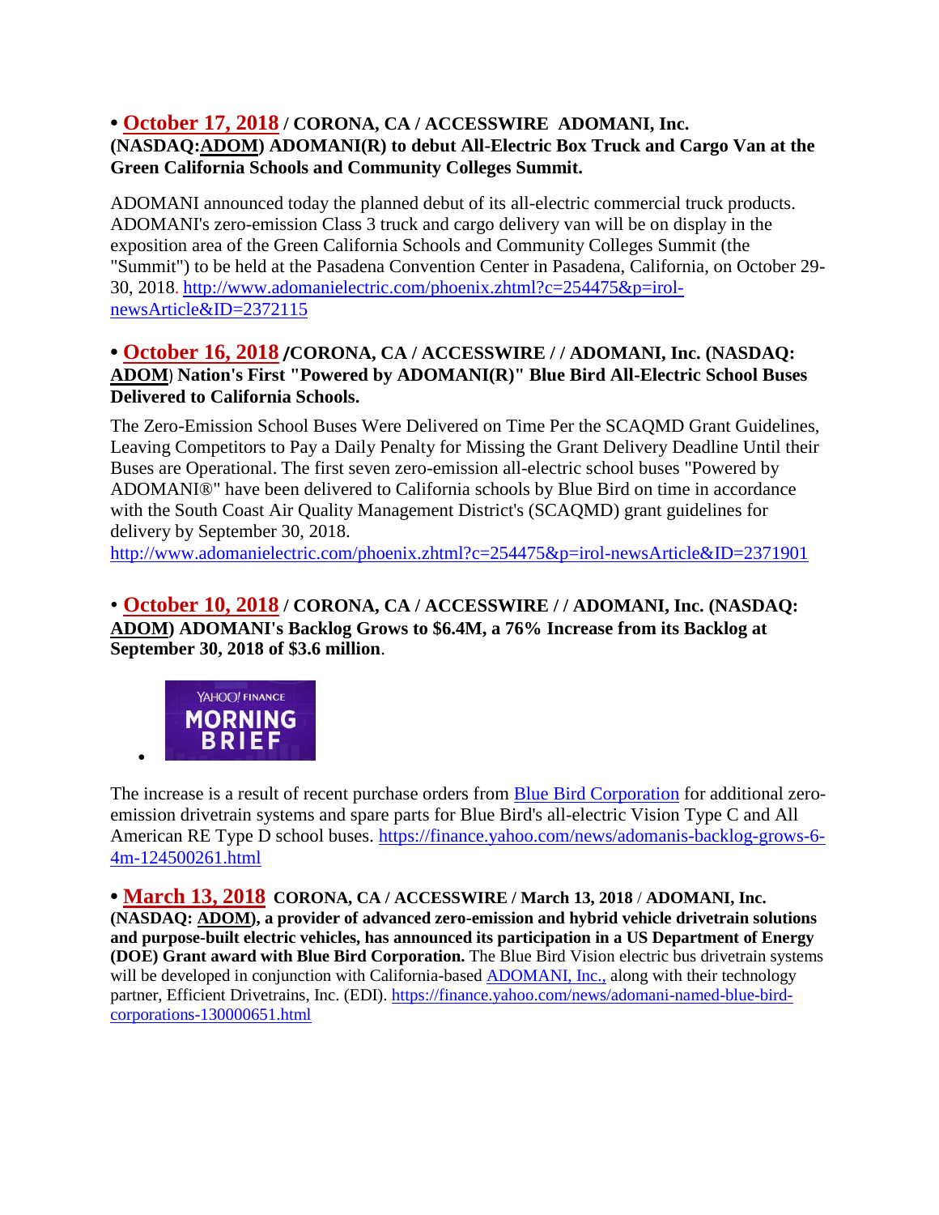• **October 17, 2018 / CORONA, CA / ACCESSWIRE ADOMANI, Inc. (NASDAQ:ADOM) ADOMANI(R) to debut All-Electric Box Truck and Cargo Van at the Green California Schools and Community Colleges Summit.**

ADOMANI announced today the planned debut of its all-electric commercial truck products. ADOMANI's zero-emission Class 3 truck and cargo delivery van will be on display in the exposition area of the Green California Schools and Community Colleges Summit (the "Summit") to be held at the Pasadena Convention Center in Pasadena, California, on October 29-30, 2018. http://www.adomanielectric.com/phoenix.zhtml?c=254475&p=irol-newsArticle&ID=2372115

• **October 16, 2018 /CORONA, CA / ACCESSWIRE / / ADOMANI, Inc. (NASDAQ: ADOM) Nation's First "Powered by ADOMANI(R)" Blue Bird All-Electric School Buses Delivered to California Schools.**

The Zero-Emission School Buses Were Delivered on Time Per the SCAQMD Grant Guidelines, Leaving Competitors to Pay a Daily Penalty for Missing the Grant Delivery Deadline Until their Buses are Operational. The first seven zero-emission all-electric school buses "Powered by ADOMANI®" have been delivered to California schools by Blue Bird on time in accordance with the South Coast Air Quality Management District's (SCAQMD) grant guidelines for delivery by September 30, 2018.
http://www.adomanielectric.com/phoenix.zhtml?c=254475&p=irol-newsArticle&ID=2371901

• **October 10, 2018 / CORONA, CA / ACCESSWIRE / / ADOMANI, Inc. (NASDAQ: ADOM) ADOMANI's Backlog Grows to $6.4M, a 76% Increase from its Backlog at September 30, 2018 of $3.6 million**.

- YAHOO! FINANCE MORNING BRIEF

The increase is a result of recent purchase orders from Blue Bird Corporation for additional zero-emission drivetrain systems and spare parts for Blue Bird's all-electric Vision Type C and All American RE Type D school buses. https://finance.yahoo.com/news/adomanis-backlog-grows-6-4m-124500261.html

• **March 13, 2018 CORONA, CA / ACCESSWIRE / March 13, 2018 / ADOMANI, Inc. (NASDAQ: ADOM), a provider of advanced zero-emission and hybrid vehicle drivetrain solutions and purpose-built electric vehicles, has announced its participation in a US Department of Energy (DOE) Grant award with Blue Bird Corporation.** The Blue Bird Vision electric bus drivetrain systems will be developed in conjunction with California-based ADOMANI, Inc., along with their technology partner, Efficient Drivetrains, Inc. (EDI). https://finance.yahoo.com/news/adomani-named-blue-bird-corporations-130000651.html